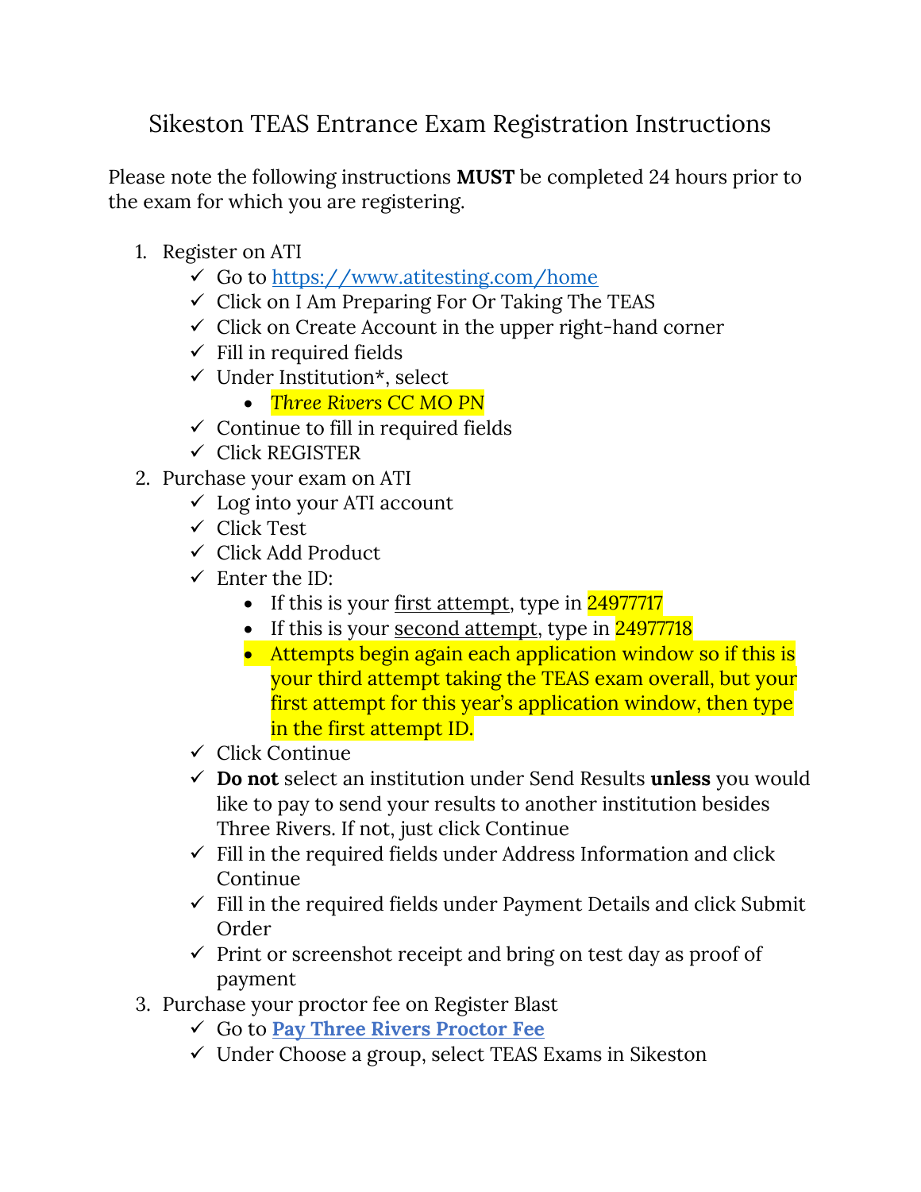# Sikeston TEAS Entrance Exam Registration Instructions

Please note the following instructions **MUST** be completed 24 hours prior to the exam for which you are registering.

1. Register on ATI
   - ✓ Go to https://www.atitesting.com/home
   - ✓ Click on I Am Preparing For Or Taking The TEAS
   - ✓ Click on Create Account in the upper right-hand corner
   - ✓ Fill in required fields
   - ✓ Under Institution*, select
     - *Three Rivers CC MO PN*
   - ✓ Continue to fill in required fields
   - ✓ Click REGISTER
2. Purchase your exam on ATI
   - ✓ Log into your ATI account
   - ✓ Click Test
   - ✓ Click Add Product
   - ✓ Enter the ID:
     - If this is your first attempt, type in 24977717
     - If this is your second attempt, type in 24977718
     - Attempts begin again each application window so if this is your third attempt taking the TEAS exam overall, but your first attempt for this year's application window, then type in the first attempt ID.
   - ✓ Click Continue
   - ✓ **Do not** select an institution under Send Results **unless** you would like to pay to send your results to another institution besides Three Rivers. If not, just click Continue
   - ✓ Fill in the required fields under Address Information and click Continue
   - ✓ Fill in the required fields under Payment Details and click Submit Order
   - ✓ Print or screenshot receipt and bring on test day as proof of payment
3. Purchase your proctor fee on Register Blast
   - ✓ Go to **Pay Three Rivers Proctor Fee**
   - ✓ Under Choose a group, select TEAS Exams in Sikeston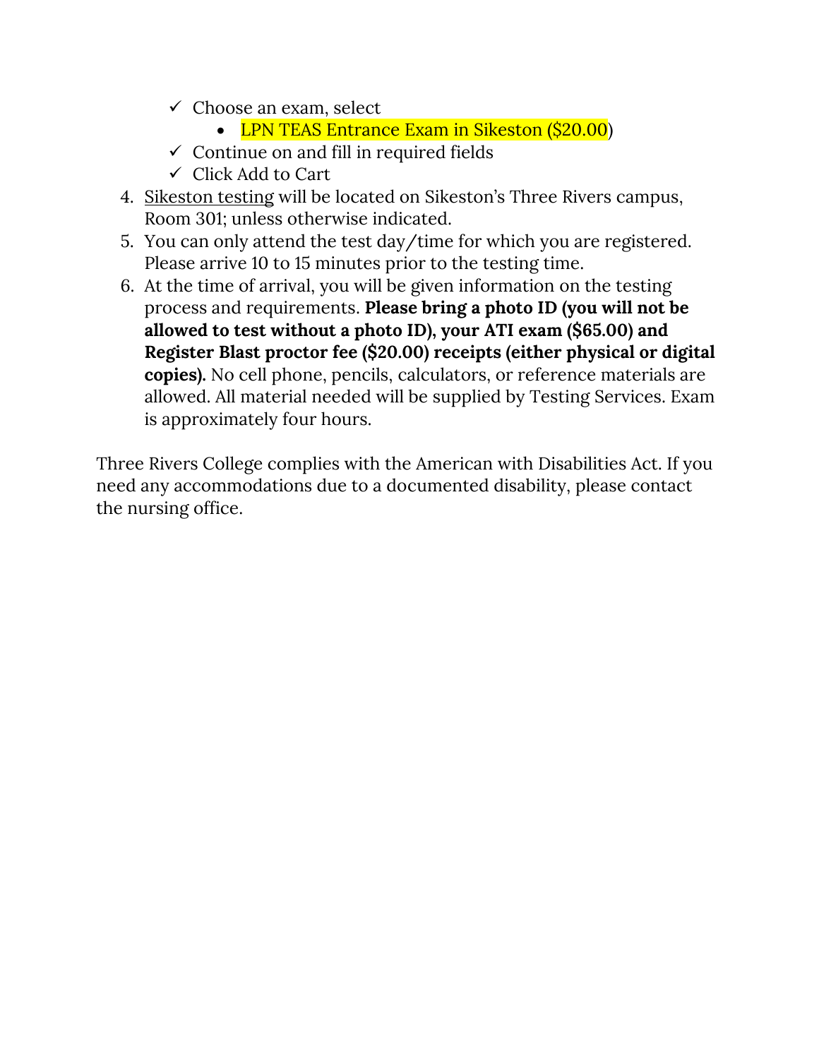- ✓ Choose an exam, select
  - LPN TEAS Entrance Exam in Sikeston ($20.00)
- ✓ Continue on and fill in required fields
- ✓ Click Add to Cart

4. Sikeston testing will be located on Sikeston's Three Rivers campus, Room 301; unless otherwise indicated.
5. You can only attend the test day/time for which you are registered. Please arrive 10 to 15 minutes prior to the testing time.
6. At the time of arrival, you will be given information on the testing process and requirements. **Please bring a photo ID (you will not be allowed to test without a photo ID), your ATI exam ($65.00) and Register Blast proctor fee ($20.00) receipts (either physical or digital copies).** No cell phone, pencils, calculators, or reference materials are allowed. All material needed will be supplied by Testing Services. Exam is approximately four hours.

Three Rivers College complies with the American with Disabilities Act. If you need any accommodations due to a documented disability, please contact the nursing office.